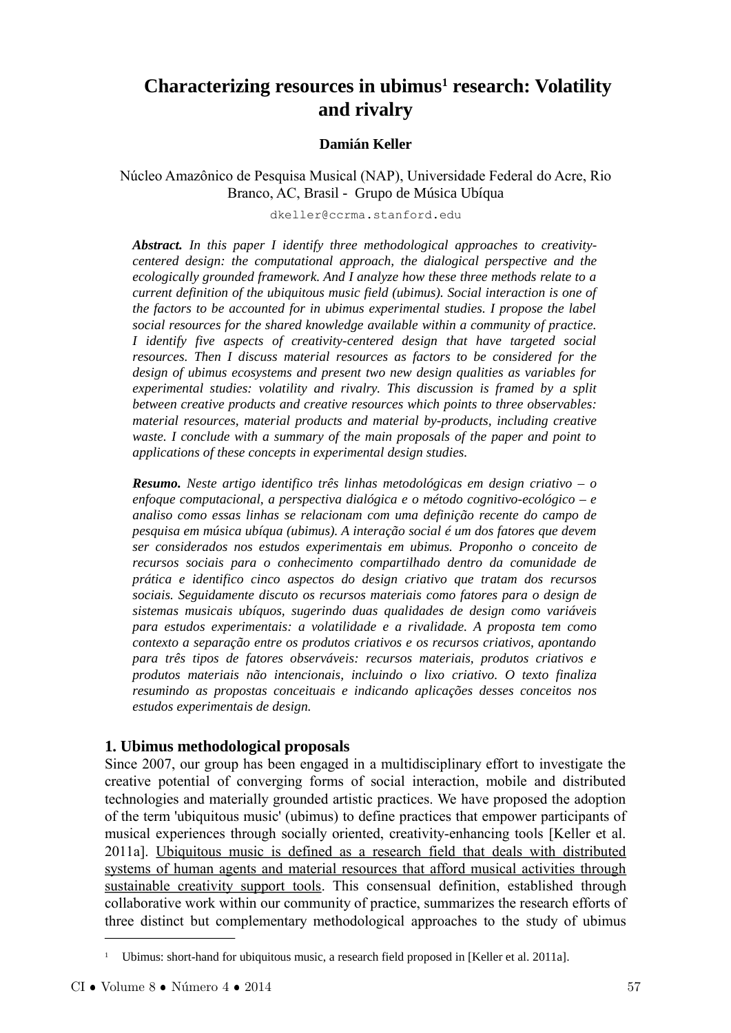# Characterizing resources in ubimus[1] research: Volatility and rivalry

**Damián Keller**

Núcleo Amazônico de Pesquisa Musical (NAP), Universidade Federal do Acre, Rio Branco, AC, Brasil - Grupo de Música Ubíqua

dkeller@ccrma.stanford.edu

***Abstract.*** *In this paper I identify three methodological approaches to creativity-centered design: the computational approach, the dialogical perspective and the ecologically grounded framework. And I analyze how these three methods relate to a current definition of the ubiquitous music field (ubimus). Social interaction is one of the factors to be accounted for in ubimus experimental studies. I propose the label social resources for the shared knowledge available within a community of practice. I identify five aspects of creativity-centered design that have targeted social resources. Then I discuss material resources as factors to be considered for the design of ubimus ecosystems and present two new design qualities as variables for experimental studies: volatility and rivalry. This discussion is framed by a split between creative products and creative resources which points to three observables: material resources, material products and material by-products, including creative waste. I conclude with a summary of the main proposals of the paper and point to applications of these concepts in experimental design studies.*

***Resumo.*** *Neste artigo identifico três linhas metodológicas em design criativo – o enfoque computacional, a perspectiva dialógica e o método cognitivo-ecológico – e analiso como essas linhas se relacionam com uma definição recente do campo de pesquisa em música ubíqua (ubimus). A interação social é um dos fatores que devem ser considerados nos estudos experimentais em ubimus. Proponho o conceito de recursos sociais para o conhecimento compartilhado dentro da comunidade de prática e identifico cinco aspectos do design criativo que tratam dos recursos sociais. Seguidamente discuto os recursos materiais como fatores para o design de sistemas musicais ubíquos, sugerindo duas qualidades de design como variáveis para estudos experimentais: a volatilidade e a rivalidade. A proposta tem como contexto a separação entre os produtos criativos e os recursos criativos, apontando para três tipos de fatores observáveis: recursos materiais, produtos criativos e produtos materiais não intencionais, incluindo o lixo criativo. O texto finaliza resumindo as propostas conceituais e indicando aplicações desses conceitos nos estudos experimentais de design.*

## 1. Ubimus methodological proposals

Since 2007, our group has been engaged in a multidisciplinary effort to investigate the creative potential of converging forms of social interaction, mobile and distributed technologies and materially grounded artistic practices. We have proposed the adoption of the term 'ubiquitous music' (ubimus) to define practices that empower participants of musical experiences through socially oriented, creativity-enhancing tools [Keller et al. 2011a]. <u>Ubiquitous music is defined as a research field that deals with distributed systems of human agents and material resources that afford musical activities through sustainable creativity support tools</u>. This consensual definition, established through collaborative work within our community of practice, summarizes the research efforts of three distinct but complementary methodological approaches to the study of ubimus

---

[1] Ubimus: short-hand for ubiquitous music, a research field proposed in [Keller et al. 2011a].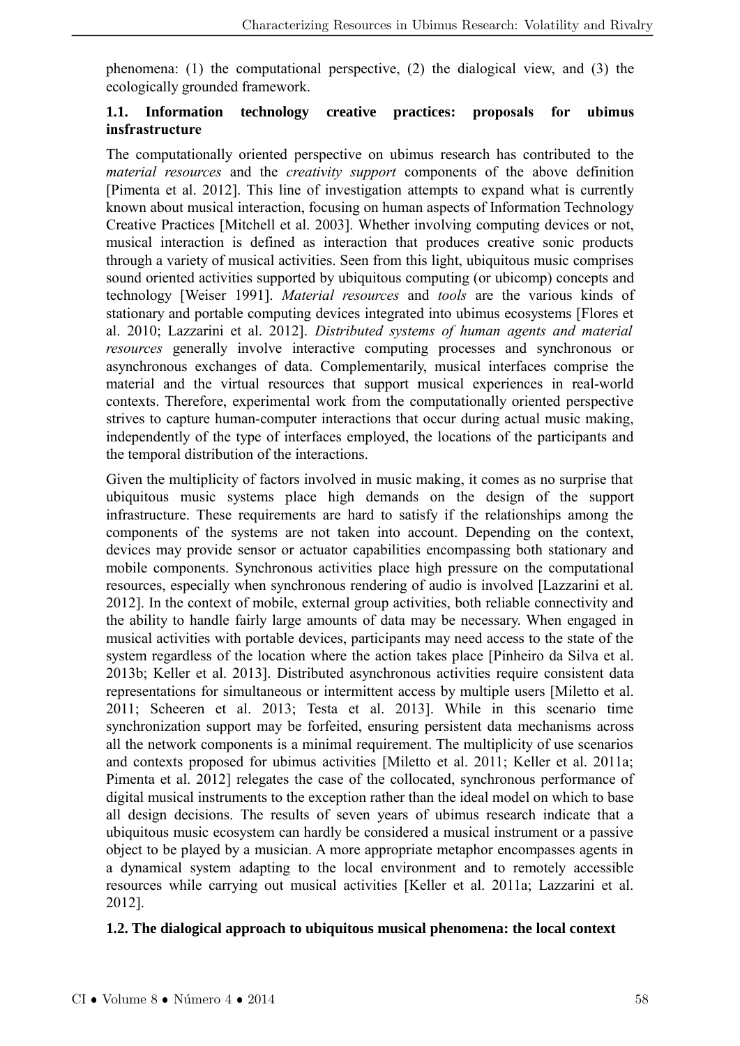phenomena: (1) the computational perspective, (2) the dialogical view, and (3) the ecologically grounded framework.

### 1.1. Information technology creative practices: proposals for ubimus insfrastructure

The computationally oriented perspective on ubimus research has contributed to the *material resources* and the *creativity support* components of the above definition [Pimenta et al. 2012]. This line of investigation attempts to expand what is currently known about musical interaction, focusing on human aspects of Information Technology Creative Practices [Mitchell et al. 2003]. Whether involving computing devices or not, musical interaction is defined as interaction that produces creative sonic products through a variety of musical activities. Seen from this light, ubiquitous music comprises sound oriented activities supported by ubiquitous computing (or ubicomp) concepts and technology [Weiser 1991]. *Material resources* and *tools* are the various kinds of stationary and portable computing devices integrated into ubimus ecosystems [Flores et al. 2010; Lazzarini et al. 2012]. *Distributed systems of human agents and material resources* generally involve interactive computing processes and synchronous or asynchronous exchanges of data. Complementarily, musical interfaces comprise the material and the virtual resources that support musical experiences in real-world contexts. Therefore, experimental work from the computationally oriented perspective strives to capture human-computer interactions that occur during actual music making, independently of the type of interfaces employed, the locations of the participants and the temporal distribution of the interactions.

Given the multiplicity of factors involved in music making, it comes as no surprise that ubiquitous music systems place high demands on the design of the support infrastructure. These requirements are hard to satisfy if the relationships among the components of the systems are not taken into account. Depending on the context, devices may provide sensor or actuator capabilities encompassing both stationary and mobile components. Synchronous activities place high pressure on the computational resources, especially when synchronous rendering of audio is involved [Lazzarini et al. 2012]. In the context of mobile, external group activities, both reliable connectivity and the ability to handle fairly large amounts of data may be necessary. When engaged in musical activities with portable devices, participants may need access to the state of the system regardless of the location where the action takes place [Pinheiro da Silva et al. 2013b; Keller et al. 2013]. Distributed asynchronous activities require consistent data representations for simultaneous or intermittent access by multiple users [Miletto et al. 2011; Scheeren et al. 2013; Testa et al. 2013]. While in this scenario time synchronization support may be forfeited, ensuring persistent data mechanisms across all the network components is a minimal requirement. The multiplicity of use scenarios and contexts proposed for ubimus activities [Miletto et al. 2011; Keller et al. 2011a; Pimenta et al. 2012] relegates the case of the collocated, synchronous performance of digital musical instruments to the exception rather than the ideal model on which to base all design decisions. The results of seven years of ubimus research indicate that a ubiquitous music ecosystem can hardly be considered a musical instrument or a passive object to be played by a musician. A more appropriate metaphor encompasses agents in a dynamical system adapting to the local environment and to remotely accessible resources while carrying out musical activities [Keller et al. 2011a; Lazzarini et al. 2012].

### 1.2. The dialogical approach to ubiquitous musical phenomena: the local context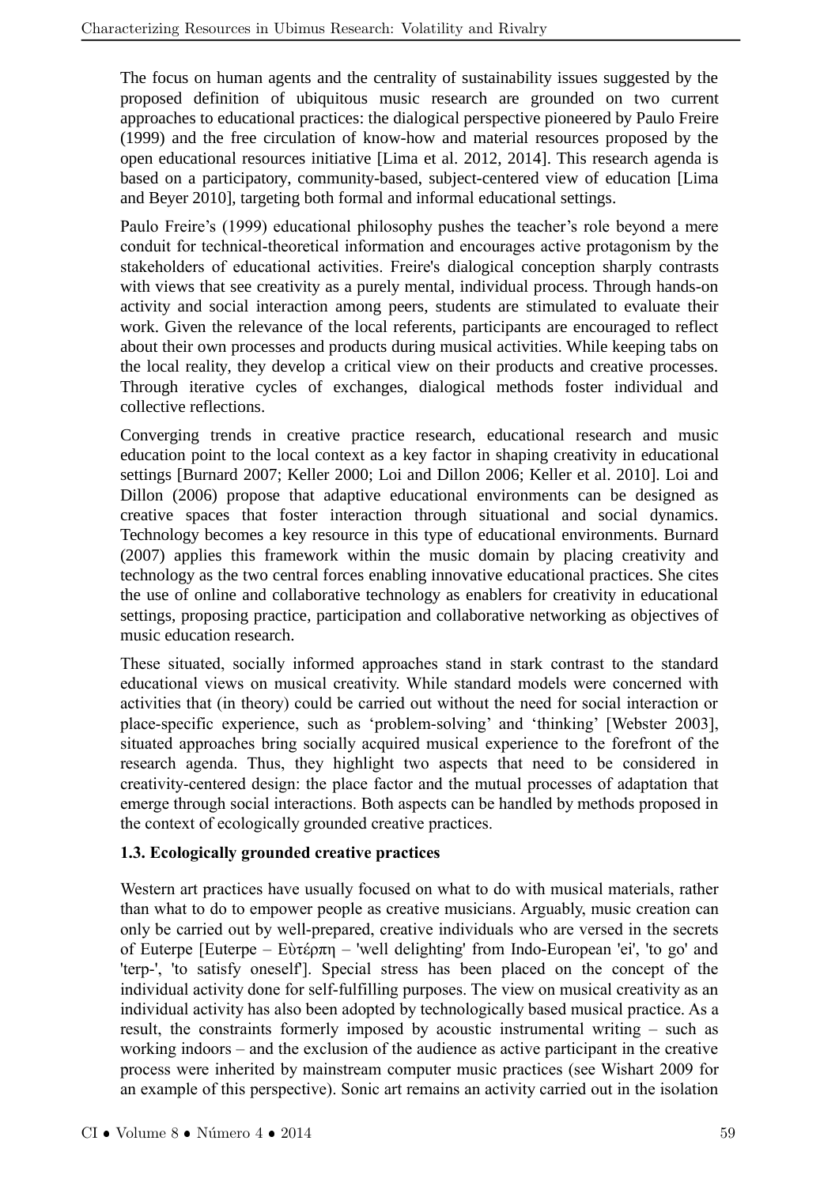The focus on human agents and the centrality of sustainability issues suggested by the proposed definition of ubiquitous music research are grounded on two current approaches to educational practices: the dialogical perspective pioneered by Paulo Freire (1999) and the free circulation of know-how and material resources proposed by the open educational resources initiative [Lima et al. 2012, 2014]. This research agenda is based on a participatory, community-based, subject-centered view of education [Lima and Beyer 2010], targeting both formal and informal educational settings.

Paulo Freire's (1999) educational philosophy pushes the teacher's role beyond a mere conduit for technical-theoretical information and encourages active protagonism by the stakeholders of educational activities. Freire's dialogical conception sharply contrasts with views that see creativity as a purely mental, individual process. Through hands-on activity and social interaction among peers, students are stimulated to evaluate their work. Given the relevance of the local referents, participants are encouraged to reflect about their own processes and products during musical activities. While keeping tabs on the local reality, they develop a critical view on their products and creative processes. Through iterative cycles of exchanges, dialogical methods foster individual and collective reflections.

Converging trends in creative practice research, educational research and music education point to the local context as a key factor in shaping creativity in educational settings [Burnard 2007; Keller 2000; Loi and Dillon 2006; Keller et al. 2010]. Loi and Dillon (2006) propose that adaptive educational environments can be designed as creative spaces that foster interaction through situational and social dynamics. Technology becomes a key resource in this type of educational environments. Burnard (2007) applies this framework within the music domain by placing creativity and technology as the two central forces enabling innovative educational practices. She cites the use of online and collaborative technology as enablers for creativity in educational settings, proposing practice, participation and collaborative networking as objectives of music education research.

These situated, socially informed approaches stand in stark contrast to the standard educational views on musical creativity. While standard models were concerned with activities that (in theory) could be carried out without the need for social interaction or place-specific experience, such as 'problem-solving' and 'thinking' [Webster 2003], situated approaches bring socially acquired musical experience to the forefront of the research agenda. Thus, they highlight two aspects that need to be considered in creativity-centered design: the place factor and the mutual processes of adaptation that emerge through social interactions. Both aspects can be handled by methods proposed in the context of ecologically grounded creative practices.

### 1.3. Ecologically grounded creative practices

Western art practices have usually focused on what to do with musical materials, rather than what to do to empower people as creative musicians. Arguably, music creation can only be carried out by well-prepared, creative individuals who are versed in the secrets of Euterpe [Euterpe – Εὐτέρπη – 'well delighting' from Indo-European 'ei', 'to go' and 'terp-', 'to satisfy oneself']. Special stress has been placed on the concept of the individual activity done for self-fulfilling purposes. The view on musical creativity as an individual activity has also been adopted by technologically based musical practice. As a result, the constraints formerly imposed by acoustic instrumental writing – such as working indoors – and the exclusion of the audience as active participant in the creative process were inherited by mainstream computer music practices (see Wishart 2009 for an example of this perspective). Sonic art remains an activity carried out in the isolation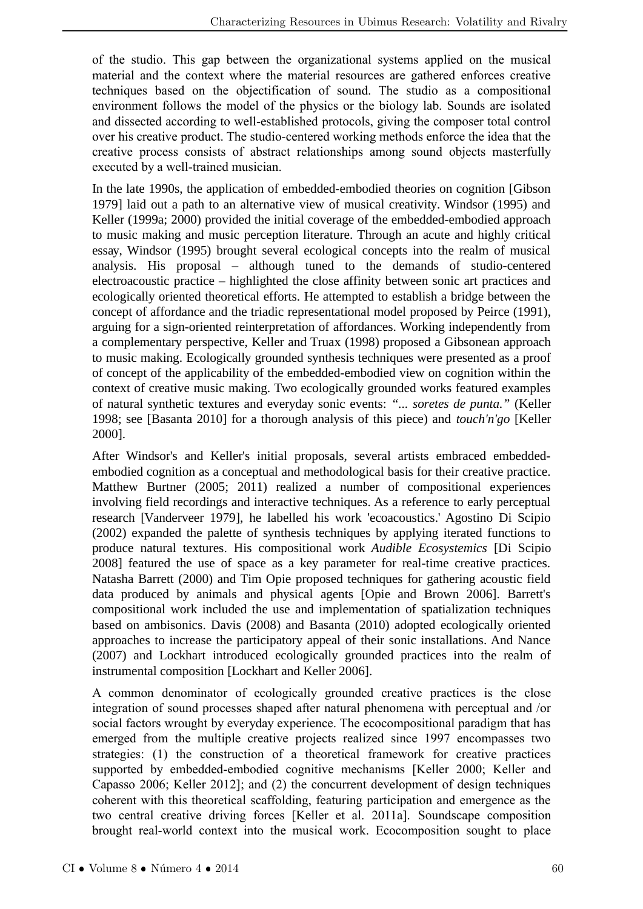of the studio. This gap between the organizational systems applied on the musical material and the context where the material resources are gathered enforces creative techniques based on the objectification of sound. The studio as a compositional environment follows the model of the physics or the biology lab. Sounds are isolated and dissected according to well-established protocols, giving the composer total control over his creative product. The studio-centered working methods enforce the idea that the creative process consists of abstract relationships among sound objects masterfully executed by a well-trained musician.

In the late 1990s, the application of embedded-embodied theories on cognition [Gibson 1979] laid out a path to an alternative view of musical creativity. Windsor (1995) and Keller (1999a; 2000) provided the initial coverage of the embedded-embodied approach to music making and music perception literature. Through an acute and highly critical essay, Windsor (1995) brought several ecological concepts into the realm of musical analysis. His proposal – although tuned to the demands of studio-centered electroacoustic practice – highlighted the close affinity between sonic art practices and ecologically oriented theoretical efforts. He attempted to establish a bridge between the concept of affordance and the triadic representational model proposed by Peirce (1991), arguing for a sign-oriented reinterpretation of affordances. Working independently from a complementary perspective, Keller and Truax (1998) proposed a Gibsonean approach to music making. Ecologically grounded synthesis techniques were presented as a proof of concept of the applicability of the embedded-embodied view on cognition within the context of creative music making. Two ecologically grounded works featured examples of natural synthetic textures and everyday sonic events: *"... soretes de punta."* (Keller 1998; see [Basanta 2010] for a thorough analysis of this piece) and *touch'n'go* [Keller 2000].

After Windsor's and Keller's initial proposals, several artists embraced embedded-embodied cognition as a conceptual and methodological basis for their creative practice. Matthew Burtner (2005; 2011) realized a number of compositional experiences involving field recordings and interactive techniques. As a reference to early perceptual research [Vanderveer 1979], he labelled his work 'ecoacoustics.' Agostino Di Scipio (2002) expanded the palette of synthesis techniques by applying iterated functions to produce natural textures. His compositional work *Audible Ecosystemics* [Di Scipio 2008] featured the use of space as a key parameter for real-time creative practices. Natasha Barrett (2000) and Tim Opie proposed techniques for gathering acoustic field data produced by animals and physical agents [Opie and Brown 2006]. Barrett's compositional work included the use and implementation of spatialization techniques based on ambisonics. Davis (2008) and Basanta (2010) adopted ecologically oriented approaches to increase the participatory appeal of their sonic installations. And Nance (2007) and Lockhart introduced ecologically grounded practices into the realm of instrumental composition [Lockhart and Keller 2006].

A common denominator of ecologically grounded creative practices is the close integration of sound processes shaped after natural phenomena with perceptual and /or social factors wrought by everyday experience. The ecocompositional paradigm that has emerged from the multiple creative projects realized since 1997 encompasses two strategies: (1) the construction of a theoretical framework for creative practices supported by embedded-embodied cognitive mechanisms [Keller 2000; Keller and Capasso 2006; Keller 2012]; and (2) the concurrent development of design techniques coherent with this theoretical scaffolding, featuring participation and emergence as the two central creative driving forces [Keller et al. 2011a]. Soundscape composition brought real-world context into the musical work. Ecocomposition sought to place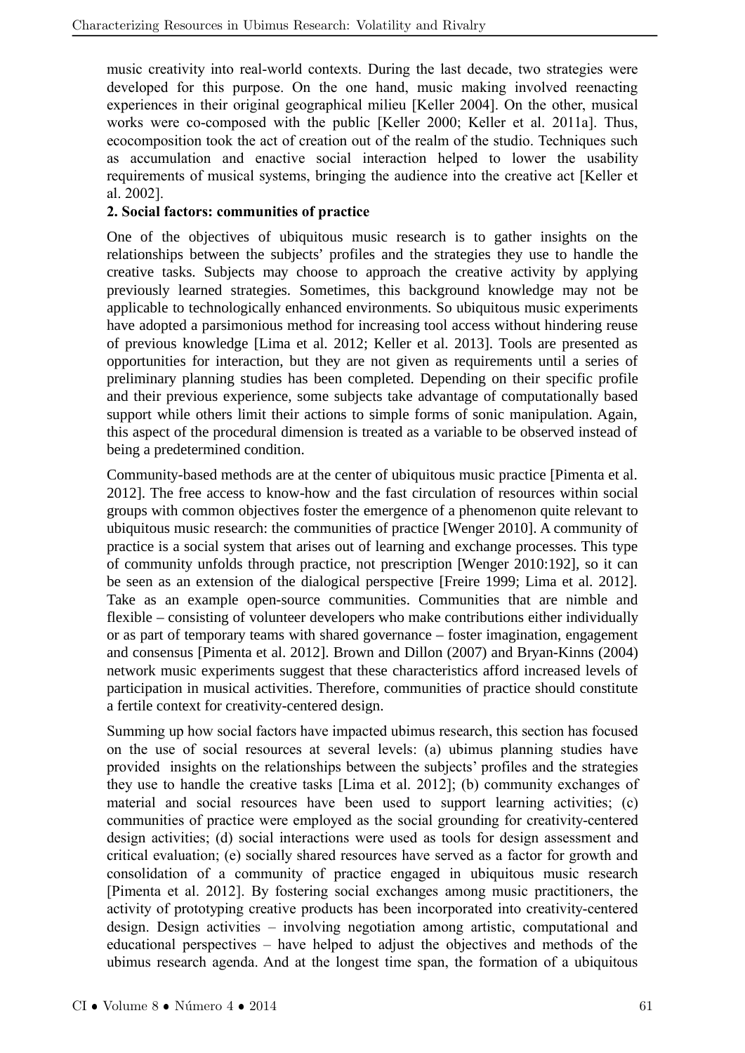music creativity into real-world contexts. During the last decade, two strategies were developed for this purpose. On the one hand, music making involved reenacting experiences in their original geographical milieu [Keller 2004]. On the other, musical works were co-composed with the public [Keller 2000; Keller et al. 2011a]. Thus, ecocomposition took the act of creation out of the realm of the studio. Techniques such as accumulation and enactive social interaction helped to lower the usability requirements of musical systems, bringing the audience into the creative act [Keller et al. 2002].

**2. Social factors: communities of practice**

One of the objectives of ubiquitous music research is to gather insights on the relationships between the subjects' profiles and the strategies they use to handle the creative tasks. Subjects may choose to approach the creative activity by applying previously learned strategies. Sometimes, this background knowledge may not be applicable to technologically enhanced environments. So ubiquitous music experiments have adopted a parsimonious method for increasing tool access without hindering reuse of previous knowledge [Lima et al. 2012; Keller et al. 2013]. Tools are presented as opportunities for interaction, but they are not given as requirements until a series of preliminary planning studies has been completed. Depending on their specific profile and their previous experience, some subjects take advantage of computationally based support while others limit their actions to simple forms of sonic manipulation. Again, this aspect of the procedural dimension is treated as a variable to be observed instead of being a predetermined condition.

Community-based methods are at the center of ubiquitous music practice [Pimenta et al. 2012]. The free access to know-how and the fast circulation of resources within social groups with common objectives foster the emergence of a phenomenon quite relevant to ubiquitous music research: the communities of practice [Wenger 2010]. A community of practice is a social system that arises out of learning and exchange processes. This type of community unfolds through practice, not prescription [Wenger 2010:192], so it can be seen as an extension of the dialogical perspective [Freire 1999; Lima et al. 2012]. Take as an example open-source communities. Communities that are nimble and flexible – consisting of volunteer developers who make contributions either individually or as part of temporary teams with shared governance – foster imagination, engagement and consensus [Pimenta et al. 2012]. Brown and Dillon (2007) and Bryan-Kinns (2004) network music experiments suggest that these characteristics afford increased levels of participation in musical activities. Therefore, communities of practice should constitute a fertile context for creativity-centered design.

Summing up how social factors have impacted ubimus research, this section has focused on the use of social resources at several levels: (a) ubimus planning studies have provided insights on the relationships between the subjects' profiles and the strategies they use to handle the creative tasks [Lima et al. 2012]; (b) community exchanges of material and social resources have been used to support learning activities; (c) communities of practice were employed as the social grounding for creativity-centered design activities; (d) social interactions were used as tools for design assessment and critical evaluation; (e) socially shared resources have served as a factor for growth and consolidation of a community of practice engaged in ubiquitous music research [Pimenta et al. 2012]. By fostering social exchanges among music practitioners, the activity of prototyping creative products has been incorporated into creativity-centered design. Design activities – involving negotiation among artistic, computational and educational perspectives – have helped to adjust the objectives and methods of the ubimus research agenda. And at the longest time span, the formation of a ubiquitous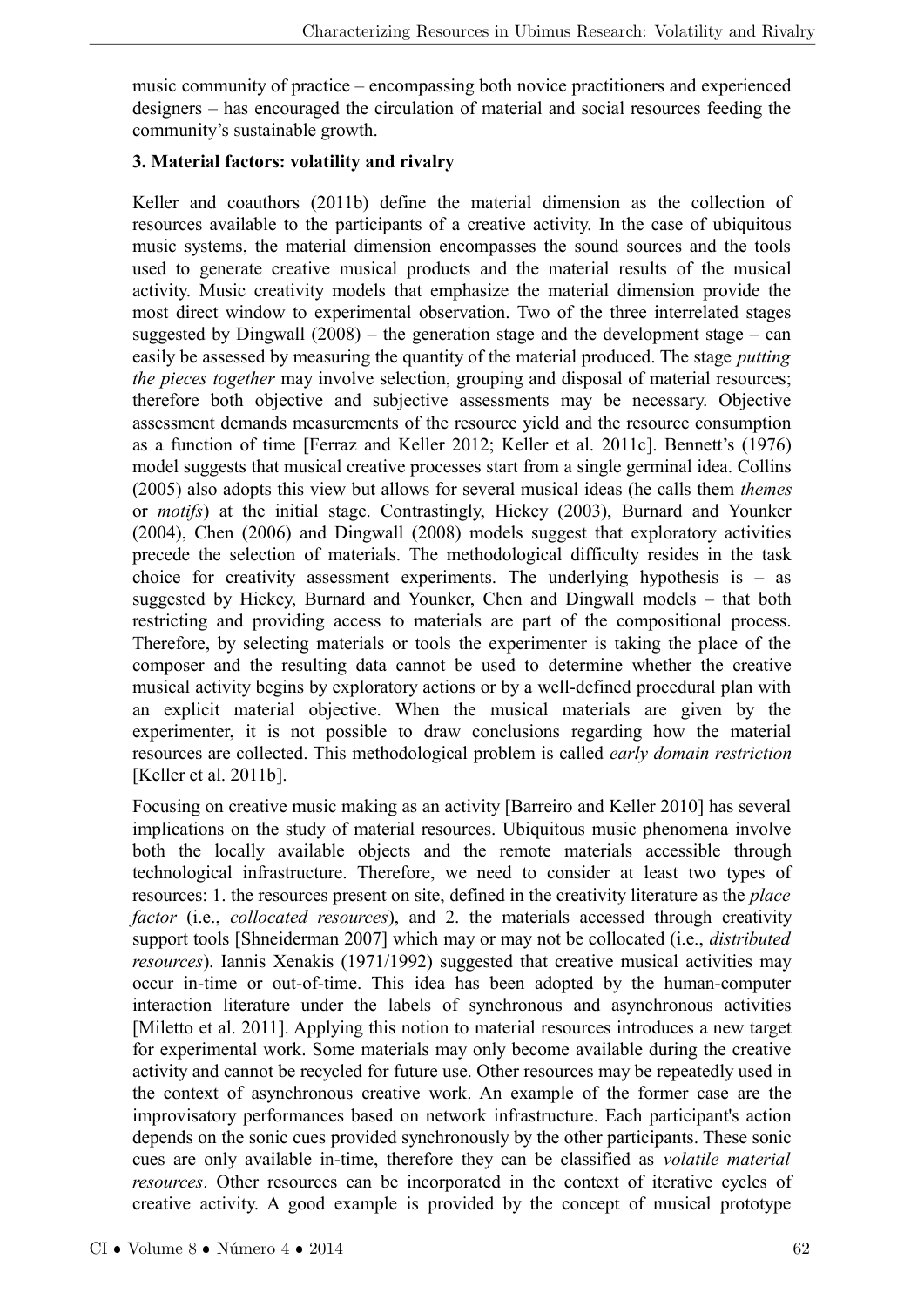music community of practice – encompassing both novice practitioners and experienced designers – has encouraged the circulation of material and social resources feeding the community's sustainable growth.

### 3. Material factors: volatility and rivalry

Keller and coauthors (2011b) define the material dimension as the collection of resources available to the participants of a creative activity. In the case of ubiquitous music systems, the material dimension encompasses the sound sources and the tools used to generate creative musical products and the material results of the musical activity. Music creativity models that emphasize the material dimension provide the most direct window to experimental observation. Two of the three interrelated stages suggested by Dingwall (2008) – the generation stage and the development stage – can easily be assessed by measuring the quantity of the material produced. The stage *putting the pieces together* may involve selection, grouping and disposal of material resources; therefore both objective and subjective assessments may be necessary. Objective assessment demands measurements of the resource yield and the resource consumption as a function of time [Ferraz and Keller 2012; Keller et al. 2011c]. Bennett's (1976) model suggests that musical creative processes start from a single germinal idea. Collins (2005) also adopts this view but allows for several musical ideas (he calls them *themes* or *motifs*) at the initial stage. Contrastingly, Hickey (2003), Burnard and Younker (2004), Chen (2006) and Dingwall (2008) models suggest that exploratory activities precede the selection of materials. The methodological difficulty resides in the task choice for creativity assessment experiments. The underlying hypothesis is – as suggested by Hickey, Burnard and Younker, Chen and Dingwall models – that both restricting and providing access to materials are part of the compositional process. Therefore, by selecting materials or tools the experimenter is taking the place of the composer and the resulting data cannot be used to determine whether the creative musical activity begins by exploratory actions or by a well-defined procedural plan with an explicit material objective. When the musical materials are given by the experimenter, it is not possible to draw conclusions regarding how the material resources are collected. This methodological problem is called *early domain restriction* [Keller et al. 2011b].

Focusing on creative music making as an activity [Barreiro and Keller 2010] has several implications on the study of material resources. Ubiquitous music phenomena involve both the locally available objects and the remote materials accessible through technological infrastructure. Therefore, we need to consider at least two types of resources: 1. the resources present on site, defined in the creativity literature as the *place factor* (i.e., *collocated resources*), and 2. the materials accessed through creativity support tools [Shneiderman 2007] which may or may not be collocated (i.e., *distributed resources*). Iannis Xenakis (1971/1992) suggested that creative musical activities may occur in-time or out-of-time. This idea has been adopted by the human-computer interaction literature under the labels of synchronous and asynchronous activities [Miletto et al. 2011]. Applying this notion to material resources introduces a new target for experimental work. Some materials may only become available during the creative activity and cannot be recycled for future use. Other resources may be repeatedly used in the context of asynchronous creative work. An example of the former case are the improvisatory performances based on network infrastructure. Each participant's action depends on the sonic cues provided synchronously by the other participants. These sonic cues are only available in-time, therefore they can be classified as *volatile material resources*. Other resources can be incorporated in the context of iterative cycles of creative activity. A good example is provided by the concept of musical prototype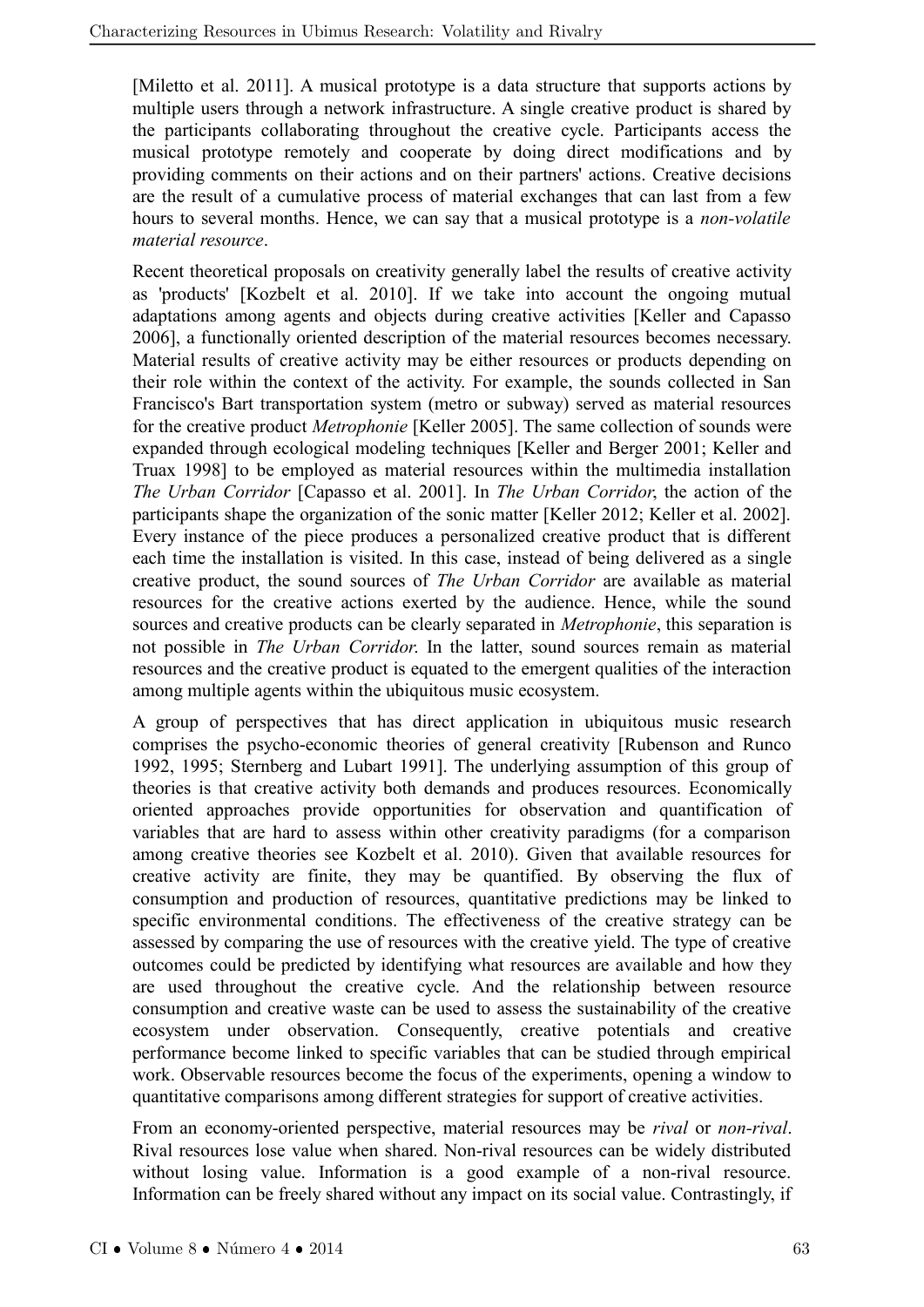[Miletto et al. 2011]. A musical prototype is a data structure that supports actions by multiple users through a network infrastructure. A single creative product is shared by the participants collaborating throughout the creative cycle. Participants access the musical prototype remotely and cooperate by doing direct modifications and by providing comments on their actions and on their partners' actions. Creative decisions are the result of a cumulative process of material exchanges that can last from a few hours to several months. Hence, we can say that a musical prototype is a *non-volatile material resource*.

Recent theoretical proposals on creativity generally label the results of creative activity as 'products' [Kozbelt et al. 2010]. If we take into account the ongoing mutual adaptations among agents and objects during creative activities [Keller and Capasso 2006], a functionally oriented description of the material resources becomes necessary. Material results of creative activity may be either resources or products depending on their role within the context of the activity. For example, the sounds collected in San Francisco's Bart transportation system (metro or subway) served as material resources for the creative product *Metrophonie* [Keller 2005]. The same collection of sounds were expanded through ecological modeling techniques [Keller and Berger 2001; Keller and Truax 1998] to be employed as material resources within the multimedia installation *The Urban Corridor* [Capasso et al. 2001]. In *The Urban Corridor*, the action of the participants shape the organization of the sonic matter [Keller 2012; Keller et al. 2002]. Every instance of the piece produces a personalized creative product that is different each time the installation is visited. In this case, instead of being delivered as a single creative product, the sound sources of *The Urban Corridor* are available as material resources for the creative actions exerted by the audience. Hence, while the sound sources and creative products can be clearly separated in *Metrophonie*, this separation is not possible in *The Urban Corridor*. In the latter, sound sources remain as material resources and the creative product is equated to the emergent qualities of the interaction among multiple agents within the ubiquitous music ecosystem.

A group of perspectives that has direct application in ubiquitous music research comprises the psycho-economic theories of general creativity [Rubenson and Runco 1992, 1995; Sternberg and Lubart 1991]. The underlying assumption of this group of theories is that creative activity both demands and produces resources. Economically oriented approaches provide opportunities for observation and quantification of variables that are hard to assess within other creativity paradigms (for a comparison among creative theories see Kozbelt et al. 2010). Given that available resources for creative activity are finite, they may be quantified. By observing the flux of consumption and production of resources, quantitative predictions may be linked to specific environmental conditions. The effectiveness of the creative strategy can be assessed by comparing the use of resources with the creative yield. The type of creative outcomes could be predicted by identifying what resources are available and how they are used throughout the creative cycle. And the relationship between resource consumption and creative waste can be used to assess the sustainability of the creative ecosystem under observation. Consequently, creative potentials and creative performance become linked to specific variables that can be studied through empirical work. Observable resources become the focus of the experiments, opening a window to quantitative comparisons among different strategies for support of creative activities.

From an economy-oriented perspective, material resources may be *rival* or *non-rival*. Rival resources lose value when shared. Non-rival resources can be widely distributed without losing value. Information is a good example of a non-rival resource. Information can be freely shared without any impact on its social value. Contrastingly, if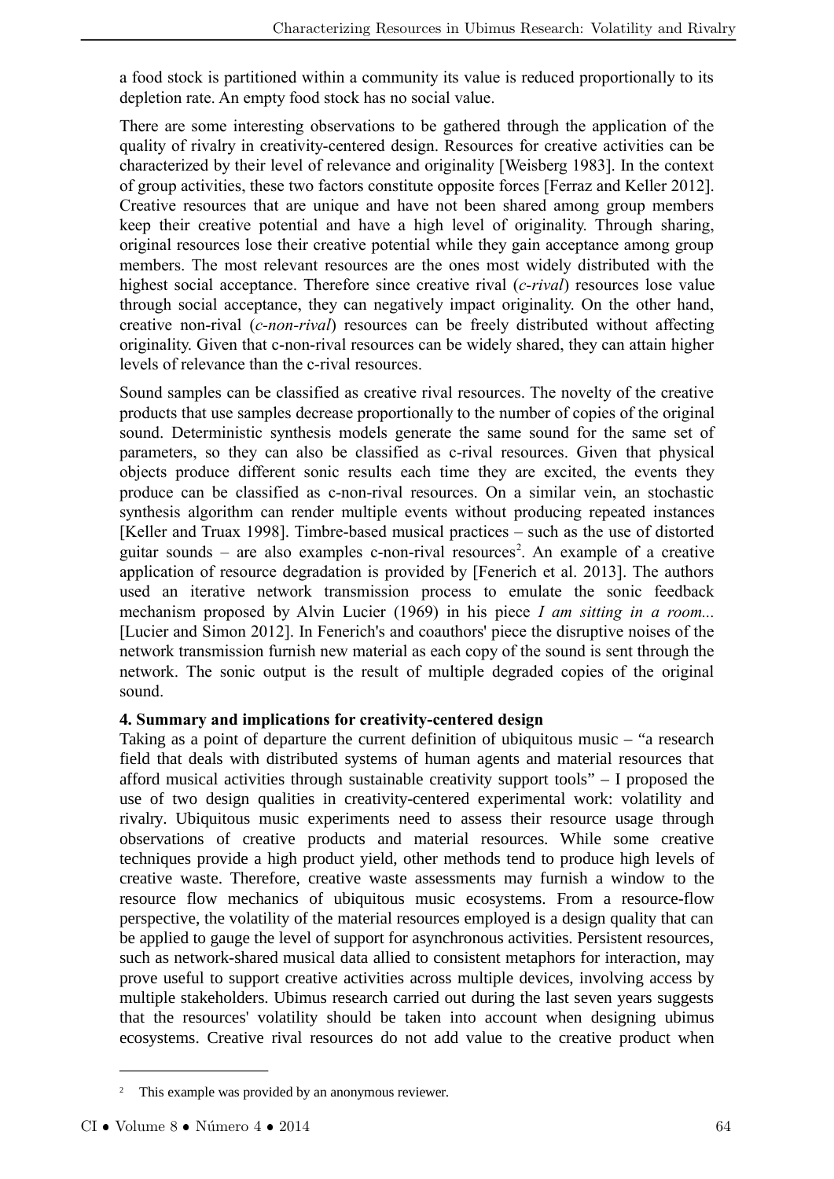a food stock is partitioned within a community its value is reduced proportionally to its depletion rate. An empty food stock has no social value.

There are some interesting observations to be gathered through the application of the quality of rivalry in creativity-centered design. Resources for creative activities can be characterized by their level of relevance and originality [Weisberg 1983]. In the context of group activities, these two factors constitute opposite forces [Ferraz and Keller 2012]. Creative resources that are unique and have not been shared among group members keep their creative potential and have a high level of originality. Through sharing, original resources lose their creative potential while they gain acceptance among group members. The most relevant resources are the ones most widely distributed with the highest social acceptance. Therefore since creative rival (*c-rival*) resources lose value through social acceptance, they can negatively impact originality. On the other hand, creative non-rival (*c-non-rival*) resources can be freely distributed without affecting originality. Given that c-non-rival resources can be widely shared, they can attain higher levels of relevance than the c-rival resources.

Sound samples can be classified as creative rival resources. The novelty of the creative products that use samples decrease proportionally to the number of copies of the original sound. Deterministic synthesis models generate the same sound for the same set of parameters, so they can also be classified as c-rival resources. Given that physical objects produce different sonic results each time they are excited, the events they produce can be classified as c-non-rival resources. On a similar vein, an stochastic synthesis algorithm can render multiple events without producing repeated instances [Keller and Truax 1998]. Timbre-based musical practices – such as the use of distorted guitar sounds – are also examples c-non-rival resources[2]. An example of a creative application of resource degradation is provided by [Fenerich et al. 2013]. The authors used an iterative network transmission process to emulate the sonic feedback mechanism proposed by Alvin Lucier (1969) in his piece *I am sitting in a room...* [Lucier and Simon 2012]. In Fenerich's and coauthors' piece the disruptive noises of the network transmission furnish new material as each copy of the sound is sent through the network. The sonic output is the result of multiple degraded copies of the original sound.

## 4. Summary and implications for creativity-centered design

Taking as a point of departure the current definition of ubiquitous music – "a research field that deals with distributed systems of human agents and material resources that afford musical activities through sustainable creativity support tools" – I proposed the use of two design qualities in creativity-centered experimental work: volatility and rivalry. Ubiquitous music experiments need to assess their resource usage through observations of creative products and material resources. While some creative techniques provide a high product yield, other methods tend to produce high levels of creative waste. Therefore, creative waste assessments may furnish a window to the resource flow mechanics of ubiquitous music ecosystems. From a resource-flow perspective, the volatility of the material resources employed is a design quality that can be applied to gauge the level of support for asynchronous activities. Persistent resources, such as network-shared musical data allied to consistent metaphors for interaction, may prove useful to support creative activities across multiple devices, involving access by multiple stakeholders. Ubimus research carried out during the last seven years suggests that the resources' volatility should be taken into account when designing ubimus ecosystems. Creative rival resources do not add value to the creative product when

---

[2] This example was provided by an anonymous reviewer.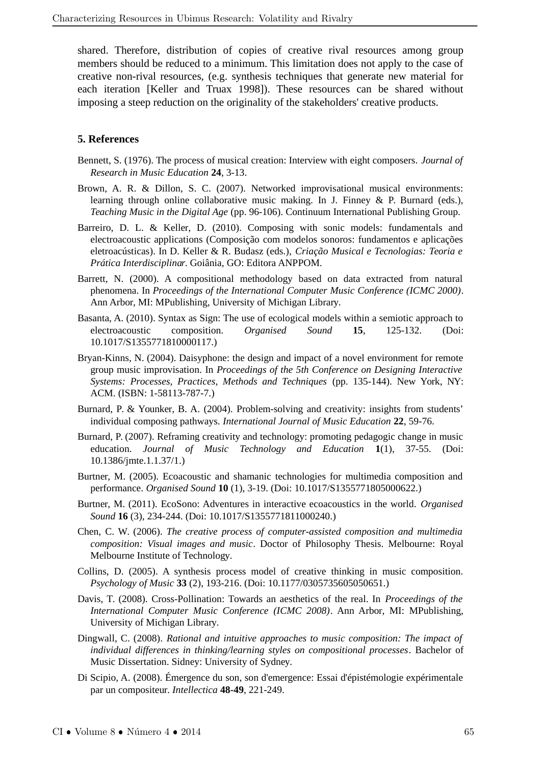shared. Therefore, distribution of copies of creative rival resources among group members should be reduced to a minimum. This limitation does not apply to the case of creative non-rival resources, (e.g. synthesis techniques that generate new material for each iteration [Keller and Truax 1998]). These resources can be shared without imposing a steep reduction on the originality of the stakeholders' creative products.

## 5. References

Bennett, S. (1976). The process of musical creation: Interview with eight composers. *Journal of Research in Music Education* **24**, 3-13.

Brown, A. R. & Dillon, S. C. (2007). Networked improvisational musical environments: learning through online collaborative music making. In J. Finney & P. Burnard (eds.), *Teaching Music in the Digital Age* (pp. 96-106). Continuum International Publishing Group.

Barreiro, D. L. & Keller, D. (2010). Composing with sonic models: fundamentals and electroacoustic applications (Composição com modelos sonoros: fundamentos e aplicações eletroacústicas). In D. Keller & R. Budasz (eds.), *Criação Musical e Tecnologias: Teoria e Prática Interdisciplinar*. Goiânia, GO: Editora ANPPOM.

Barrett, N. (2000). A compositional methodology based on data extracted from natural phenomena. In *Proceedings of the International Computer Music Conference (ICMC 2000)*. Ann Arbor, MI: MPublishing, University of Michigan Library.

Basanta, A. (2010). Syntax as Sign: The use of ecological models within a semiotic approach to electroacoustic composition. *Organised Sound* **15**, 125-132. (Doi: 10.1017/S1355771810000117.)

Bryan-Kinns, N. (2004). Daisyphone: the design and impact of a novel environment for remote group music improvisation. In *Proceedings of the 5th Conference on Designing Interactive Systems: Processes, Practices, Methods and Techniques* (pp. 135-144). New York, NY: ACM. (ISBN: 1-58113-787-7.)

Burnard, P. & Younker, B. A. (2004). Problem-solving and creativity: insights from students' individual composing pathways. *International Journal of Music Education* **22**, 59-76.

Burnard, P. (2007). Reframing creativity and technology: promoting pedagogic change in music education. *Journal of Music Technology and Education* **1**(1), 37-55. (Doi: 10.1386/jmte.1.1.37/1.)

Burtner, M. (2005). Ecoacoustic and shamanic technologies for multimedia composition and performance. *Organised Sound* **10** (1), 3-19. (Doi: 10.1017/S1355771805000622.)

Burtner, M. (2011). EcoSono: Adventures in interactive ecoacoustics in the world. *Organised Sound* **16** (3), 234-244. (Doi: 10.1017/S1355771811000240.)

Chen, C. W. (2006). *The creative process of computer-assisted composition and multimedia composition: Visual images and music*. Doctor of Philosophy Thesis. Melbourne: Royal Melbourne Institute of Technology.

Collins, D. (2005). A synthesis process model of creative thinking in music composition. *Psychology of Music* **33** (2), 193-216. (Doi: 10.1177/0305735605050651.)

Davis, T. (2008). Cross-Pollination: Towards an aesthetics of the real. In *Proceedings of the International Computer Music Conference (ICMC 2008)*. Ann Arbor, MI: MPublishing, University of Michigan Library.

Dingwall, C. (2008). *Rational and intuitive approaches to music composition: The impact of individual differences in thinking/learning styles on compositional processes*. Bachelor of Music Dissertation. Sidney: University of Sydney.

Di Scipio, A. (2008). Émergence du son, son d'emergence: Essai d'épistémologie expérimentale par un compositeur. *Intellectica* **48-49**, 221-249.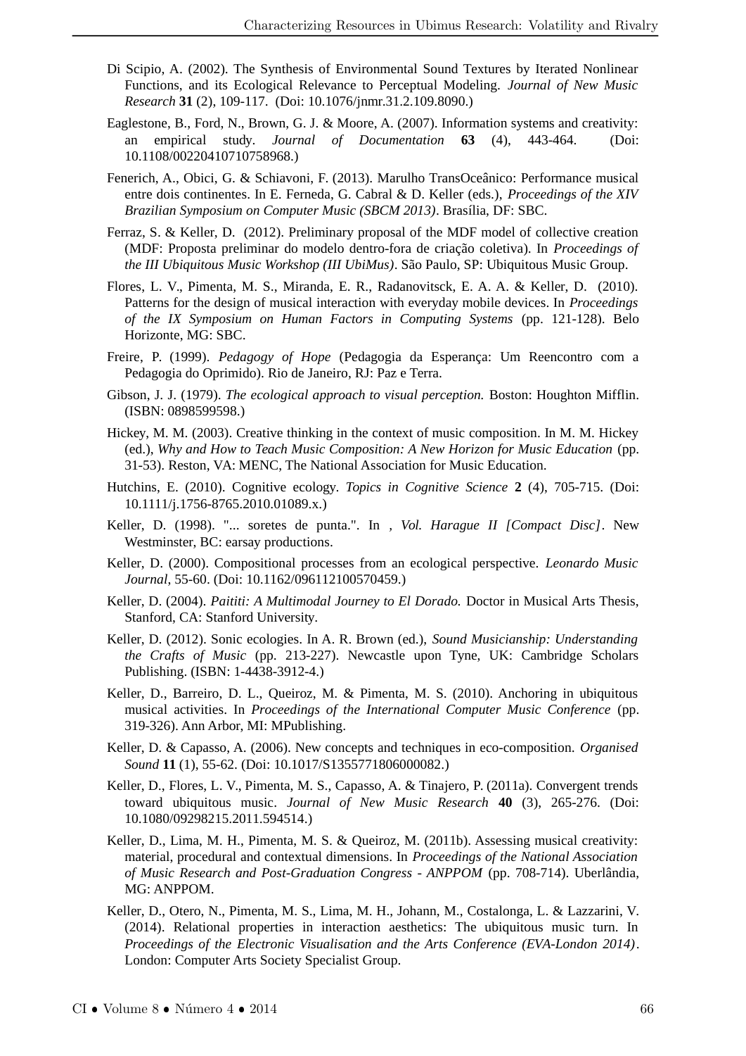Di Scipio, A. (2002). The Synthesis of Environmental Sound Textures by Iterated Nonlinear Functions, and its Ecological Relevance to Perceptual Modeling. *Journal of New Music Research* **31** (2), 109-117. (Doi: 10.1076/jnmr.31.2.109.8090.)

Eaglestone, B., Ford, N., Brown, G. J. & Moore, A. (2007). Information systems and creativity: an empirical study. *Journal of Documentation* **63** (4), 443-464. (Doi: 10.1108/00220410710758968.)

Fenerich, A., Obici, G. & Schiavoni, F. (2013). Marulho TransOceânico: Performance musical entre dois continentes. In E. Ferneda, G. Cabral & D. Keller (eds.), *Proceedings of the XIV Brazilian Symposium on Computer Music (SBCM 2013)*. Brasília, DF: SBC.

Ferraz, S. & Keller, D. (2012). Preliminary proposal of the MDF model of collective creation (MDF: Proposta preliminar do modelo dentro-fora de criação coletiva). In *Proceedings of the III Ubiquitous Music Workshop (III UbiMus)*. São Paulo, SP: Ubiquitous Music Group.

Flores, L. V., Pimenta, M. S., Miranda, E. R., Radanovitsck, E. A. A. & Keller, D. (2010). Patterns for the design of musical interaction with everyday mobile devices. In *Proceedings of the IX Symposium on Human Factors in Computing Systems* (pp. 121-128). Belo Horizonte, MG: SBC.

Freire, P. (1999). *Pedagogy of Hope* (Pedagogia da Esperança: Um Reencontro com a Pedagogia do Oprimido). Rio de Janeiro, RJ: Paz e Terra.

Gibson, J. J. (1979). *The ecological approach to visual perception.* Boston: Houghton Mifflin. (ISBN: 0898599598.)

Hickey, M. M. (2003). Creative thinking in the context of music composition. In M. M. Hickey (ed.), *Why and How to Teach Music Composition: A New Horizon for Music Education* (pp. 31-53). Reston, VA: MENC, The National Association for Music Education.

Hutchins, E. (2010). Cognitive ecology. *Topics in Cognitive Science* **2** (4), 705-715. (Doi: 10.1111/j.1756-8765.2010.01089.x.)

Keller, D. (1998). "... soretes de punta.". In *, Vol. Harague II [Compact Disc]*. New Westminster, BC: earsay productions.

Keller, D. (2000). Compositional processes from an ecological perspective. *Leonardo Music Journal*, 55-60. (Doi: 10.1162/096112100570459.)

Keller, D. (2004). *Paititi: A Multimodal Journey to El Dorado.* Doctor in Musical Arts Thesis, Stanford, CA: Stanford University.

Keller, D. (2012). Sonic ecologies. In A. R. Brown (ed.), *Sound Musicianship: Understanding the Crafts of Music* (pp. 213-227). Newcastle upon Tyne, UK: Cambridge Scholars Publishing. (ISBN: 1-4438-3912-4.)

Keller, D., Barreiro, D. L., Queiroz, M. & Pimenta, M. S. (2010). Anchoring in ubiquitous musical activities. In *Proceedings of the International Computer Music Conference* (pp. 319-326). Ann Arbor, MI: MPublishing.

Keller, D. & Capasso, A. (2006). New concepts and techniques in eco-composition. *Organised Sound* **11** (1), 55-62. (Doi: 10.1017/S1355771806000082.)

Keller, D., Flores, L. V., Pimenta, M. S., Capasso, A. & Tinajero, P. (2011a). Convergent trends toward ubiquitous music. *Journal of New Music Research* **40** (3), 265-276. (Doi: 10.1080/09298215.2011.594514.)

Keller, D., Lima, M. H., Pimenta, M. S. & Queiroz, M. (2011b). Assessing musical creativity: material, procedural and contextual dimensions. In *Proceedings of the National Association of Music Research and Post-Graduation Congress - ANPPOM* (pp. 708-714). Uberlândia, MG: ANPPOM.

Keller, D., Otero, N., Pimenta, M. S., Lima, M. H., Johann, M., Costalonga, L. & Lazzarini, V. (2014). Relational properties in interaction aesthetics: The ubiquitous music turn. In *Proceedings of the Electronic Visualisation and the Arts Conference (EVA-London 2014)*. London: Computer Arts Society Specialist Group.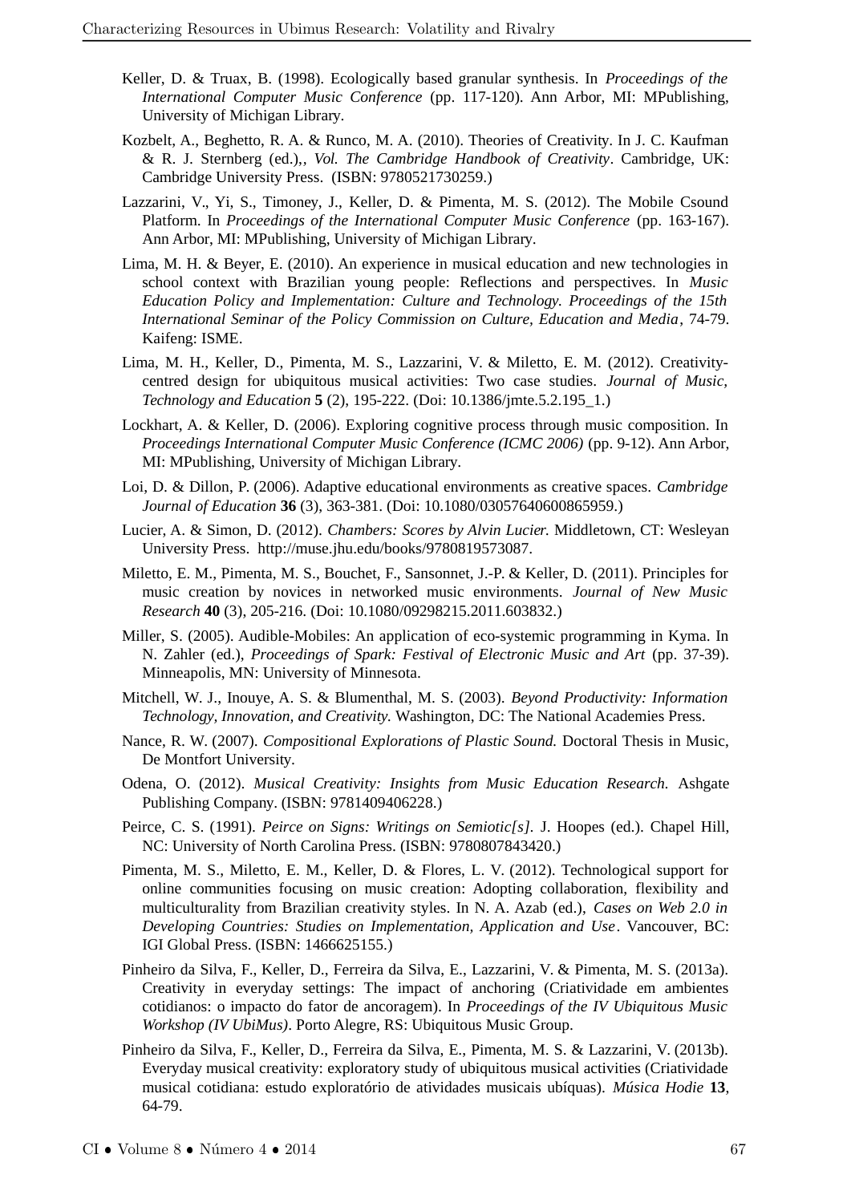Keller, D. & Truax, B. (1998). Ecologically based granular synthesis. In *Proceedings of the International Computer Music Conference* (pp. 117-120). Ann Arbor, MI: MPublishing, University of Michigan Library.

Kozbelt, A., Beghetto, R. A. & Runco, M. A. (2010). Theories of Creativity. In J. C. Kaufman & R. J. Sternberg (ed.),*, Vol. The Cambridge Handbook of Creativity*. Cambridge, UK: Cambridge University Press. (ISBN: 9780521730259.)

Lazzarini, V., Yi, S., Timoney, J., Keller, D. & Pimenta, M. S. (2012). The Mobile Csound Platform. In *Proceedings of the International Computer Music Conference* (pp. 163-167). Ann Arbor, MI: MPublishing, University of Michigan Library.

Lima, M. H. & Beyer, E. (2010). An experience in musical education and new technologies in school context with Brazilian young people: Reflections and perspectives. In *Music Education Policy and Implementation: Culture and Technology. Proceedings of the 15th International Seminar of the Policy Commission on Culture, Education and Media*, 74-79. Kaifeng: ISME.

Lima, M. H., Keller, D., Pimenta, M. S., Lazzarini, V. & Miletto, E. M. (2012). Creativity-centred design for ubiquitous musical activities: Two case studies. *Journal of Music, Technology and Education* **5** (2), 195-222. (Doi: 10.1386/jmte.5.2.195_1.)

Lockhart, A. & Keller, D. (2006). Exploring cognitive process through music composition. In *Proceedings International Computer Music Conference (ICMC 2006)* (pp. 9-12). Ann Arbor, MI: MPublishing, University of Michigan Library.

Loi, D. & Dillon, P. (2006). Adaptive educational environments as creative spaces. *Cambridge Journal of Education* **36** (3), 363-381. (Doi: 10.1080/03057640600865959.)

Lucier, A. & Simon, D. (2012). *Chambers: Scores by Alvin Lucier.* Middletown, CT: Wesleyan University Press. http://muse.jhu.edu/books/9780819573087.

Miletto, E. M., Pimenta, M. S., Bouchet, F., Sansonnet, J.-P. & Keller, D. (2011). Principles for music creation by novices in networked music environments. *Journal of New Music Research* **40** (3), 205-216. (Doi: 10.1080/09298215.2011.603832.)

Miller, S. (2005). Audible-Mobiles: An application of eco-systemic programming in Kyma. In N. Zahler (ed.), *Proceedings of Spark: Festival of Electronic Music and Art* (pp. 37-39). Minneapolis, MN: University of Minnesota.

Mitchell, W. J., Inouye, A. S. & Blumenthal, M. S. (2003). *Beyond Productivity: Information Technology, Innovation, and Creativity.* Washington, DC: The National Academies Press.

Nance, R. W. (2007). *Compositional Explorations of Plastic Sound.* Doctoral Thesis in Music, De Montfort University.

Odena, O. (2012). *Musical Creativity: Insights from Music Education Research.* Ashgate Publishing Company. (ISBN: 9781409406228.)

Peirce, C. S. (1991). *Peirce on Signs: Writings on Semiotic[s].* J. Hoopes (ed.). Chapel Hill, NC: University of North Carolina Press. (ISBN: 9780807843420.)

Pimenta, M. S., Miletto, E. M., Keller, D. & Flores, L. V. (2012). Technological support for online communities focusing on music creation: Adopting collaboration, flexibility and multiculturality from Brazilian creativity styles. In N. A. Azab (ed.), *Cases on Web 2.0 in Developing Countries: Studies on Implementation, Application and Use*. Vancouver, BC: IGI Global Press. (ISBN: 1466625155.)

Pinheiro da Silva, F., Keller, D., Ferreira da Silva, E., Lazzarini, V. & Pimenta, M. S. (2013a). Creativity in everyday settings: The impact of anchoring (Criatividade em ambientes cotidianos: o impacto do fator de ancoragem). In *Proceedings of the IV Ubiquitous Music Workshop (IV UbiMus)*. Porto Alegre, RS: Ubiquitous Music Group.

Pinheiro da Silva, F., Keller, D., Ferreira da Silva, E., Pimenta, M. S. & Lazzarini, V. (2013b). Everyday musical creativity: exploratory study of ubiquitous musical activities (Criatividade musical cotidiana: estudo exploratório de atividades musicais ubíquas). *Música Hodie* **13**, 64-79.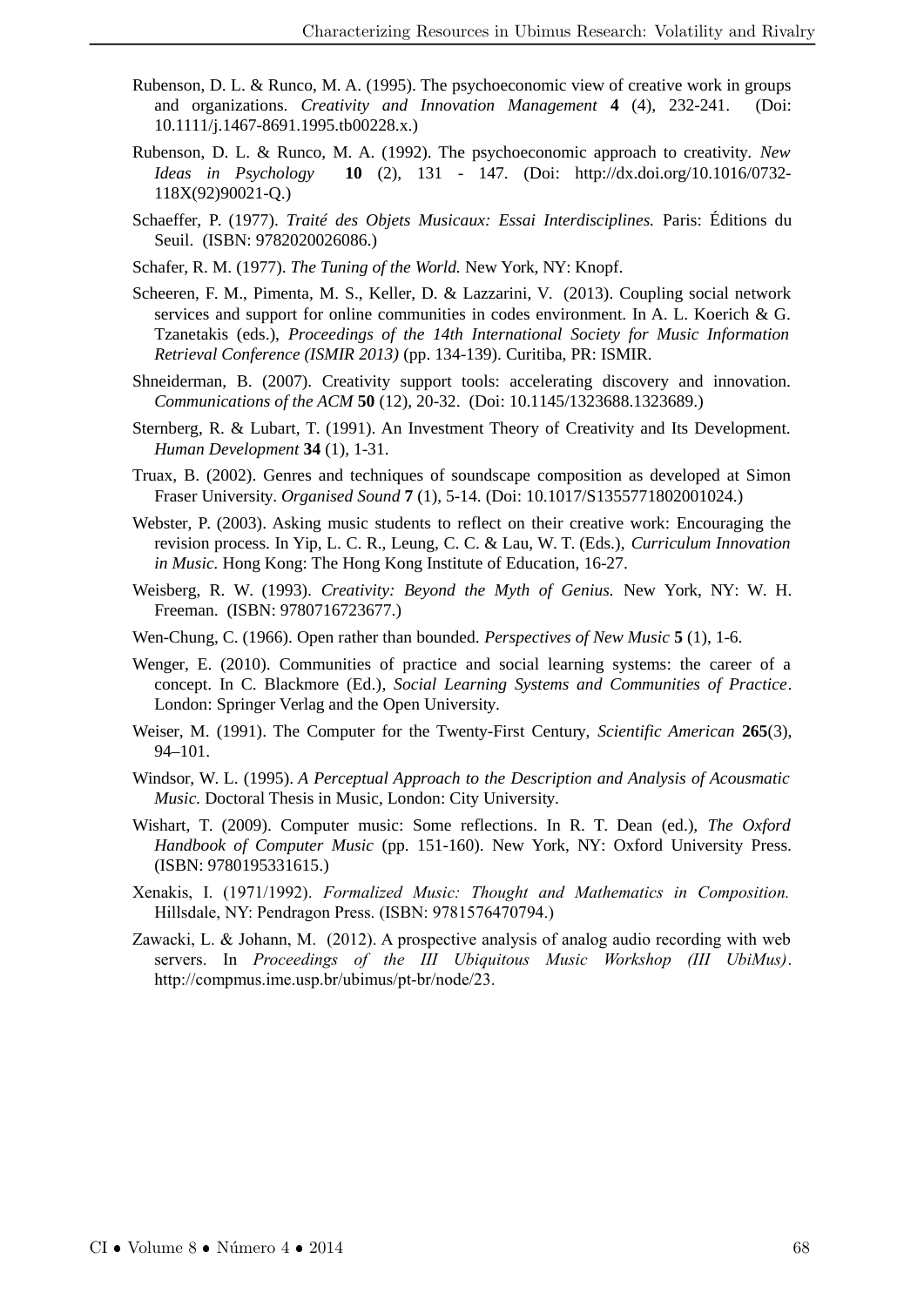Rubenson, D. L. & Runco, M. A. (1995). The psychoeconomic view of creative work in groups and organizations. *Creativity and Innovation Management* **4** (4), 232-241. (Doi: 10.1111/j.1467-8691.1995.tb00228.x.)

Rubenson, D. L. & Runco, M. A. (1992). The psychoeconomic approach to creativity. *New Ideas in Psychology* **10** (2), 131 - 147. (Doi: http://dx.doi.org/10.1016/0732-118X(92)90021-Q.)

Schaeffer, P. (1977). *Traité des Objets Musicaux: Essai Interdisciplines.* Paris: Éditions du Seuil. (ISBN: 9782020026086.)

Schafer, R. M. (1977). *The Tuning of the World.* New York, NY: Knopf.

Scheeren, F. M., Pimenta, M. S., Keller, D. & Lazzarini, V. (2013). Coupling social network services and support for online communities in codes environment. In A. L. Koerich & G. Tzanetakis (eds.), *Proceedings of the 14th International Society for Music Information Retrieval Conference (ISMIR 2013)* (pp. 134-139). Curitiba, PR: ISMIR.

Shneiderman, B. (2007). Creativity support tools: accelerating discovery and innovation. *Communications of the ACM* **50** (12), 20-32. (Doi: 10.1145/1323688.1323689.)

Sternberg, R. & Lubart, T. (1991). An Investment Theory of Creativity and Its Development. *Human Development* **34** (1), 1-31.

Truax, B. (2002). Genres and techniques of soundscape composition as developed at Simon Fraser University. *Organised Sound* **7** (1), 5-14. (Doi: 10.1017/S1355771802001024.)

Webster, P. (2003). Asking music students to reflect on their creative work: Encouraging the revision process. In Yip, L. C. R., Leung, C. C. & Lau, W. T. (Eds.), *Curriculum Innovation in Music.* Hong Kong: The Hong Kong Institute of Education, 16-27.

Weisberg, R. W. (1993). *Creativity: Beyond the Myth of Genius.* New York, NY: W. H. Freeman. (ISBN: 9780716723677.)

Wen-Chung, C. (1966). Open rather than bounded. *Perspectives of New Music* **5** (1), 1-6.

Wenger, E. (2010). Communities of practice and social learning systems: the career of a concept. In C. Blackmore (Ed.), *Social Learning Systems and Communities of Practice*. London: Springer Verlag and the Open University.

Weiser, M. (1991). The Computer for the Twenty-First Century, *Scientific American* **265**(3), 94–101.

Windsor, W. L. (1995). *A Perceptual Approach to the Description and Analysis of Acousmatic Music.* Doctoral Thesis in Music, London: City University.

Wishart, T. (2009). Computer music: Some reflections. In R. T. Dean (ed.), *The Oxford Handbook of Computer Music* (pp. 151-160). New York, NY: Oxford University Press. (ISBN: 9780195331615.)

Xenakis, I. (1971/1992). *Formalized Music: Thought and Mathematics in Composition.* Hillsdale, NY: Pendragon Press. (ISBN: 9781576470794.)

Zawacki, L. & Johann, M. (2012). A prospective analysis of analog audio recording with web servers. In *Proceedings of the III Ubiquitous Music Workshop (III UbiMus)*. http://compmus.ime.usp.br/ubimus/pt-br/node/23.